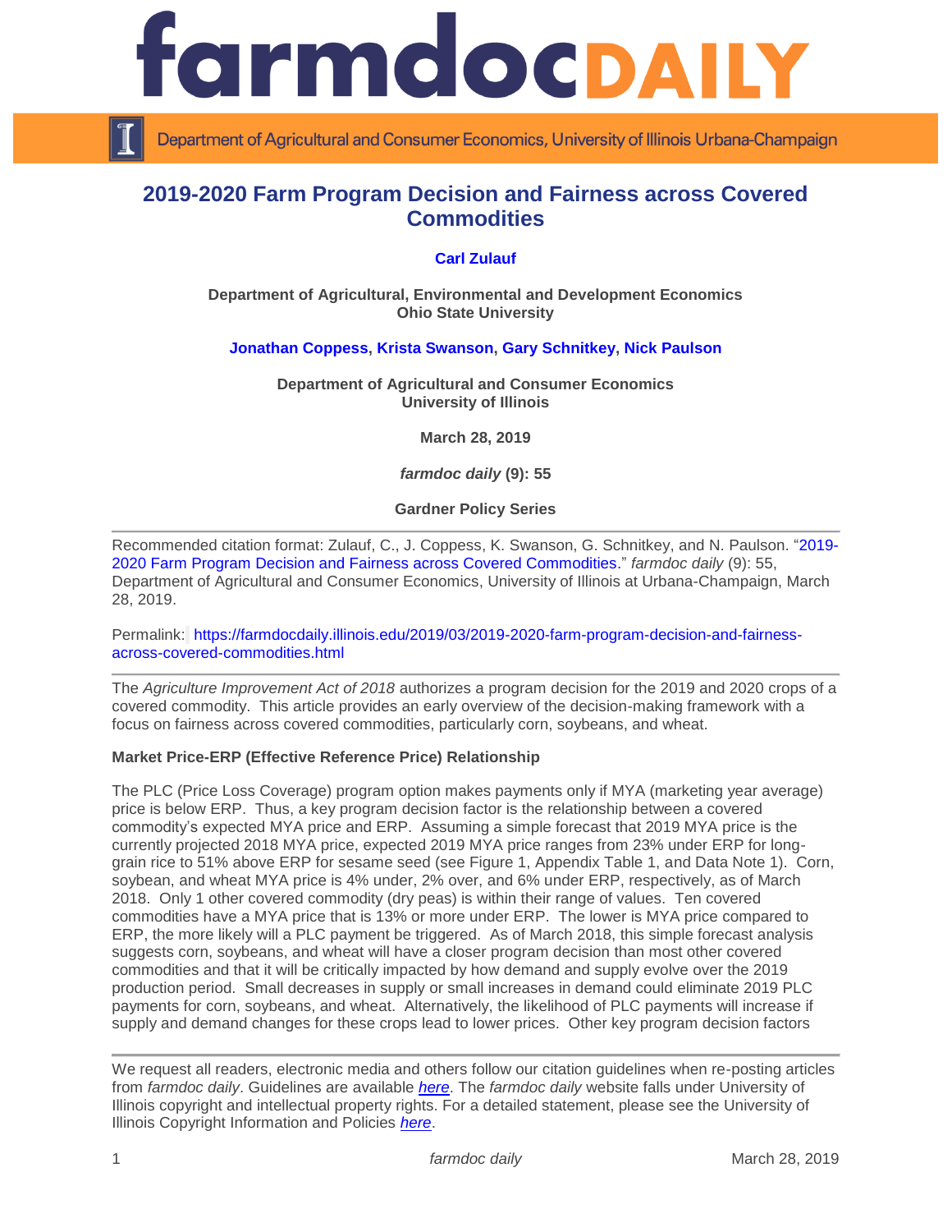# 2019-2020 Farm Program Decision and Fairness across Covered Commodities

**Carl Zulauf**

**Department of Agricultural, Environmental and Development Economics**
**Ohio State University**

**Jonathan Coppess, Krista Swanson, Gary Schnitkey, Nick Paulson**

**Department of Agricultural and Consumer Economics**
**University of Illinois**

**March 28, 2019**

***farmdoc daily* (9): 55**

**Gardner Policy Series**

---

Recommended citation format: Zulauf, C., J. Coppess, K. Swanson, G. Schnitkey, and N. Paulson. "2019-2020 Farm Program Decision and Fairness across Covered Commodities." *farmdoc daily* (9): 55, Department of Agricultural and Consumer Economics, University of Illinois at Urbana-Champaign, March 28, 2019.

Permalink: https://farmdocdaily.illinois.edu/2019/03/2019-2020-farm-program-decision-and-fairness-across-covered-commodities.html

---

The *Agriculture Improvement Act of 2018* authorizes a program decision for the 2019 and 2020 crops of a covered commodity. This article provides an early overview of the decision-making framework with a focus on fairness across covered commodities, particularly corn, soybeans, and wheat.

**Market Price-ERP (Effective Reference Price) Relationship**

The PLC (Price Loss Coverage) program option makes payments only if MYA (marketing year average) price is below ERP. Thus, a key program decision factor is the relationship between a covered commodity's expected MYA price and ERP. Assuming a simple forecast that 2019 MYA price is the currently projected 2018 MYA price, expected 2019 MYA price ranges from 23% under ERP for long-grain rice to 51% above ERP for sesame seed (see Figure 1, Appendix Table 1, and Data Note 1). Corn, soybean, and wheat MYA price is 4% under, 2% over, and 6% under ERP, respectively, as of March 2018. Only 1 other covered commodity (dry peas) is within their range of values. Ten covered commodities have a MYA price that is 13% or more under ERP. The lower is MYA price compared to ERP, the more likely will a PLC payment be triggered. As of March 2018, this simple forecast analysis suggests corn, soybeans, and wheat will have a closer program decision than most other covered commodities and that it will be critically impacted by how demand and supply evolve over the 2019 production period. Small decreases in supply or small increases in demand could eliminate 2019 PLC payments for corn, soybeans, and wheat. Alternatively, the likelihood of PLC payments will increase if supply and demand changes for these crops lead to lower prices. Other key program decision factors

---

We request all readers, electronic media and others follow our citation guidelines when re-posting articles from *farmdoc daily*. Guidelines are available *here*. The *farmdoc daily* website falls under University of Illinois copyright and intellectual property rights. For a detailed statement, please see the University of Illinois Copyright Information and Policies *here*.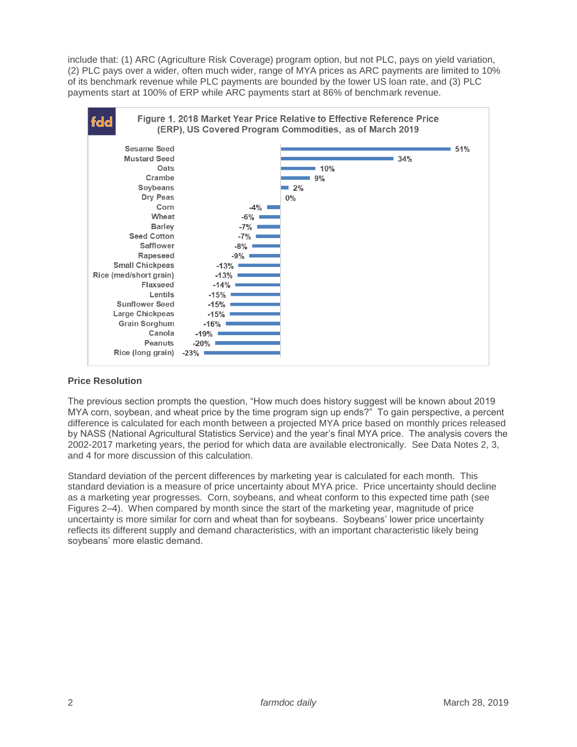include that: (1) ARC (Agriculture Risk Coverage) program option, but not PLC, pays on yield variation, (2) PLC pays over a wider, often much wider, range of MYA prices as ARC payments are limited to 10% of its benchmark revenue while PLC payments are bounded by the lower US loan rate, and (3) PLC payments start at 100% of ERP while ARC payments start at 86% of benchmark revenue.

**Figure 1. 2018 Market Year Price Relative to Effective Reference Price (ERP), US Covered Program Commodities, as of March 2019**

| Commodity | % |
|---|---|
| Sesame Seed | 51% |
| Mustard Seed | 34% |
| Oats | 10% |
| Crambe | 9% |
| Soybeans | 2% |
| Dry Peas | 0% |
| Corn | -4% |
| Wheat | -6% |
| Barley | -7% |
| Seed Cotton | -7% |
| Safflower | -8% |
| Rapeseed | -9% |
| Small Chickpeas | -13% |
| Rice (med/short grain) | -13% |
| Flaxseed | -14% |
| Lentils | -15% |
| Sunflower Seed | -15% |
| Large Chickpeas | -15% |
| Grain Sorghum | -16% |
| Canola | -19% |
| Peanuts | -20% |
| Rice (long grain) | -23% |

### Price Resolution

The previous section prompts the question, "How much does history suggest will be known about 2019 MYA corn, soybean, and wheat price by the time program sign up ends?" To gain perspective, a percent difference is calculated for each month between a projected MYA price based on monthly prices released by NASS (National Agricultural Statistics Service) and the year's final MYA price. The analysis covers the 2002-2017 marketing years, the period for which data are available electronically. See Data Notes 2, 3, and 4 for more discussion of this calculation.

Standard deviation of the percent differences by marketing year is calculated for each month. This standard deviation is a measure of price uncertainty about MYA price. Price uncertainty should decline as a marketing year progresses. Corn, soybeans, and wheat conform to this expected time path (see Figures 2–4). When compared by month since the start of the marketing year, magnitude of price uncertainty is more similar for corn and wheat than for soybeans. Soybeans' lower price uncertainty reflects its different supply and demand characteristics, with an important characteristic likely being soybeans' more elastic demand.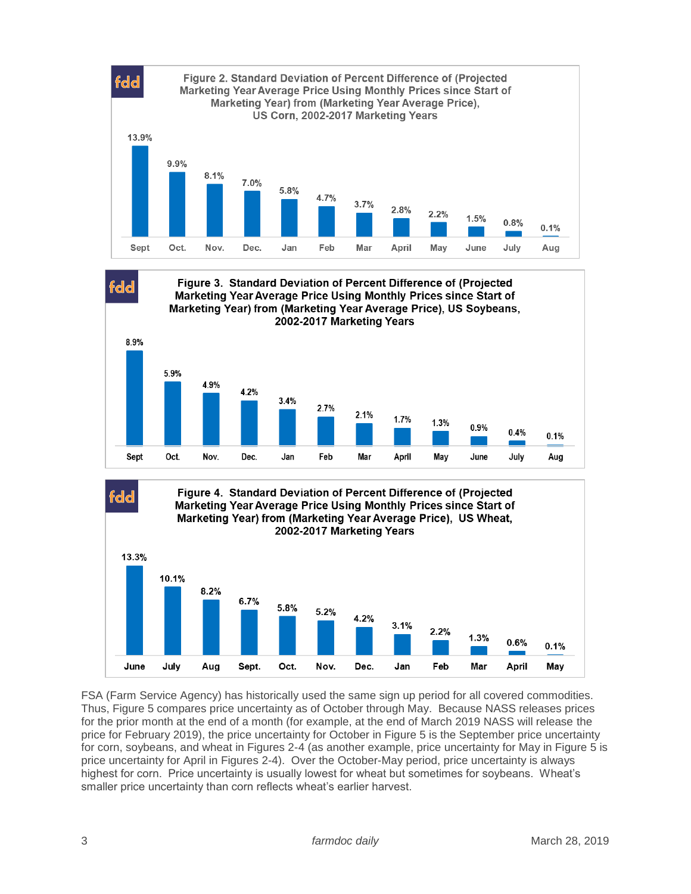**Figure 2. Standard Deviation of Percent Difference of (Projected Marketing Year Average Price Using Monthly Prices since Start of Marketing Year) from (Marketing Year Average Price), US Corn, 2002-2017 Marketing Years**

| Sept | Oct. | Nov. | Dec. | Jan | Feb | Mar | April | May | June | July | Aug |
|---|---|---|---|---|---|---|---|---|---|---|---|
| 13.9% | 9.9% | 8.1% | 7.0% | 5.8% | 4.7% | 3.7% | 2.8% | 2.2% | 1.5% | 0.8% | 0.1% |

**Figure 3. Standard Deviation of Percent Difference of (Projected Marketing Year Average Price Using Monthly Prices since Start of Marketing Year) from (Marketing Year Average Price), US Soybeans, 2002-2017 Marketing Years**

| Sept | Oct. | Nov. | Dec. | Jan | Feb | Mar | April | May | June | July | Aug |
|---|---|---|---|---|---|---|---|---|---|---|---|
| 8.9% | 5.9% | 4.9% | 4.2% | 3.4% | 2.7% | 2.1% | 1.7% | 1.3% | 0.9% | 0.4% | 0.1% |

**Figure 4. Standard Deviation of Percent Difference of (Projected Marketing Year Average Price Using Monthly Prices since Start of Marketing Year) from (Marketing Year Average Price), US Wheat, 2002-2017 Marketing Years**

| June | July | Aug | Sept. | Oct. | Nov. | Dec. | Jan | Feb | Mar | April | May |
|---|---|---|---|---|---|---|---|---|---|---|---|
| 13.3% | 10.1% | 8.2% | 6.7% | 5.8% | 5.2% | 4.2% | 3.1% | 2.2% | 1.3% | 0.6% | 0.1% |

FSA (Farm Service Agency) has historically used the same sign up period for all covered commodities. Thus, Figure 5 compares price uncertainty as of October through May. Because NASS releases prices for the prior month at the end of a month (for example, at the end of March 2019 NASS will release the price for February 2019), the price uncertainty for October in Figure 5 is the September price uncertainty for corn, soybeans, and wheat in Figures 2-4 (as another example, price uncertainty for May in Figure 5 is price uncertainty for April in Figures 2-4). Over the October-May period, price uncertainty is always highest for corn. Price uncertainty is usually lowest for wheat but sometimes for soybeans. Wheat's smaller price uncertainty than corn reflects wheat's earlier harvest.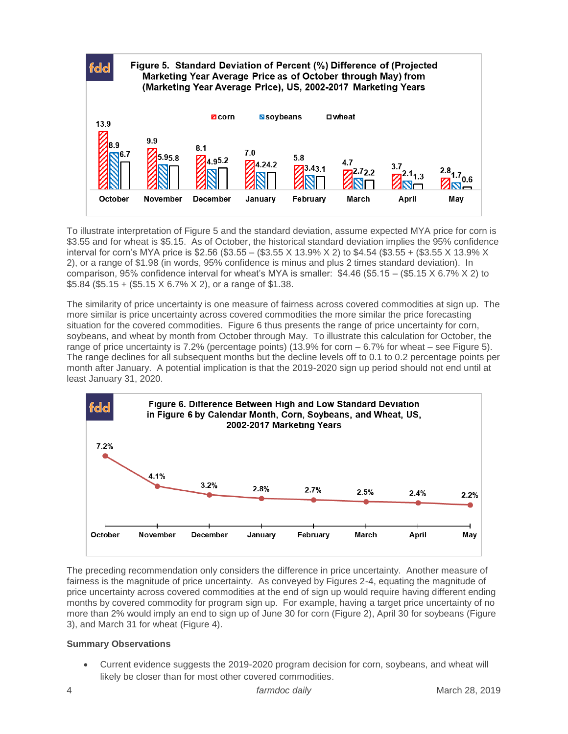**Figure 5. Standard Deviation of Percent (%) Difference of (Projected Marketing Year Average Price as of October through May) from (Marketing Year Average Price), US, 2002-2017 Marketing Years**

| | October | November | December | January | February | March | April | May |
|---|---|---|---|---|---|---|---|---|
| corn | 13.9 | 9.9 | 8.1 | 7.0 | 5.8 | 4.7 | 3.7 | 2.8 |
| soybeans | 8.9 | 5.9 | 4.9 | 4.2 | 3.4 | 2.7 | 2.1 | 1.7 |
| wheat | 6.7 | 5.8 | 5.2 | 4.2 | 3.1 | 2.2 | 1.3 | 0.6 |

To illustrate interpretation of Figure 5 and the standard deviation, assume expected MYA price for corn is $3.55 and for wheat is $5.15. As of October, the historical standard deviation implies the 95% confidence interval for corn's MYA price is $2.56 ($3.55 – ($3.55 X 13.9% X 2) to $4.54 ($3.55 + ($3.55 X 13.9% X 2), or a range of $1.98 (in words, 95% confidence is minus and plus 2 times standard deviation). In comparison, 95% confidence interval for wheat's MYA is smaller: $4.46 ($5.15 – ($5.15 X 6.7% X 2) to $5.84 ($5.15 + ($5.15 X 6.7% X 2), or a range of $1.38.

The similarity of price uncertainty is one measure of fairness across covered commodities at sign up. The more similar is price uncertainty across covered commodities the more similar the price forecasting situation for the covered commodities. Figure 6 thus presents the range of price uncertainty for corn, soybeans, and wheat by month from October through May. To illustrate this calculation for October, the range of price uncertainty is 7.2% (percentage points) (13.9% for corn – 6.7% for wheat – see Figure 5). The range declines for all subsequent months but the decline levels off to 0.1 to 0.2 percentage points per month after January. A potential implication is that the 2019-2020 sign up period should not end until at least January 31, 2020.

**Figure 6. Difference Between High and Low Standard Deviation in Figure 6 by Calendar Month, Corn, Soybeans, and Wheat, US, 2002-2017 Marketing Years**

| October | November | December | January | February | March | April | May |
|---|---|---|---|---|---|---|---|
| 7.2% | 4.1% | 3.2% | 2.8% | 2.7% | 2.5% | 2.4% | 2.2% |

The preceding recommendation only considers the difference in price uncertainty. Another measure of fairness is the magnitude of price uncertainty. As conveyed by Figures 2-4, equating the magnitude of price uncertainty across covered commodities at the end of sign up would require having different ending months by covered commodity for program sign up. For example, having a target price uncertainty of no more than 2% would imply an end to sign up of June 30 for corn (Figure 2), April 30 for soybeans (Figure 3), and March 31 for wheat (Figure 4).

**Summary Observations**

- Current evidence suggests the 2019-2020 program decision for corn, soybeans, and wheat will likely be closer than for most other covered commodities.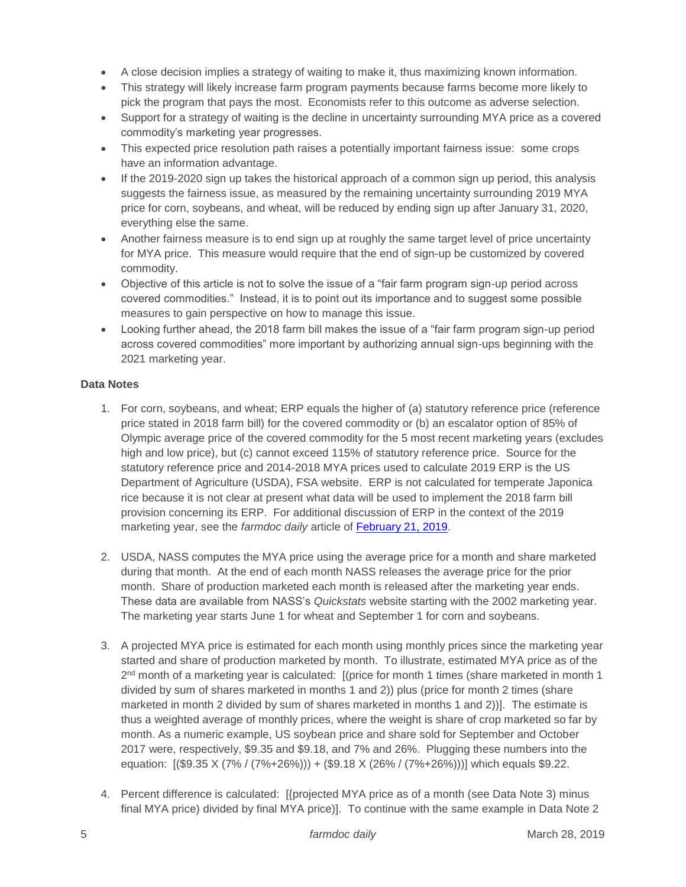- A close decision implies a strategy of waiting to make it, thus maximizing known information.
- This strategy will likely increase farm program payments because farms become more likely to pick the program that pays the most. Economists refer to this outcome as adverse selection.
- Support for a strategy of waiting is the decline in uncertainty surrounding MYA price as a covered commodity's marketing year progresses.
- This expected price resolution path raises a potentially important fairness issue: some crops have an information advantage.
- If the 2019-2020 sign up takes the historical approach of a common sign up period, this analysis suggests the fairness issue, as measured by the remaining uncertainty surrounding 2019 MYA price for corn, soybeans, and wheat, will be reduced by ending sign up after January 31, 2020, everything else the same.
- Another fairness measure is to end sign up at roughly the same target level of price uncertainty for MYA price. This measure would require that the end of sign-up be customized by covered commodity.
- Objective of this article is not to solve the issue of a "fair farm program sign-up period across covered commodities." Instead, it is to point out its importance and to suggest some possible measures to gain perspective on how to manage this issue.
- Looking further ahead, the 2018 farm bill makes the issue of a "fair farm program sign-up period across covered commodities" more important by authorizing annual sign-ups beginning with the 2021 marketing year.

**Data Notes**

1. For corn, soybeans, and wheat; ERP equals the higher of (a) statutory reference price (reference price stated in 2018 farm bill) for the covered commodity or (b) an escalator option of 85% of Olympic average price of the covered commodity for the 5 most recent marketing years (excludes high and low price), but (c) cannot exceed 115% of statutory reference price. Source for the statutory reference price and 2014-2018 MYA prices used to calculate 2019 ERP is the US Department of Agriculture (USDA), FSA website. ERP is not calculated for temperate Japonica rice because it is not clear at present what data will be used to implement the 2018 farm bill provision concerning its ERP. For additional discussion of ERP in the context of the 2019 marketing year, see the *farmdoc daily* article of February 21, 2019.

2. USDA, NASS computes the MYA price using the average price for a month and share marketed during that month. At the end of each month NASS releases the average price for the prior month. Share of production marketed each month is released after the marketing year ends. These data are available from NASS's *Quickstats* website starting with the 2002 marketing year. The marketing year starts June 1 for wheat and September 1 for corn and soybeans.

3. A projected MYA price is estimated for each month using monthly prices since the marketing year started and share of production marketed by month. To illustrate, estimated MYA price as of the 2nd month of a marketing year is calculated: [(price for month 1 times (share marketed in month 1 divided by sum of shares marketed in months 1 and 2)) plus (price for month 2 times (share marketed in month 2 divided by sum of shares marketed in months 1 and 2))]. The estimate is thus a weighted average of monthly prices, where the weight is share of crop marketed so far by month. As a numeric example, US soybean price and share sold for September and October 2017 were, respectively, $9.35 and $9.18, and 7% and 26%. Plugging these numbers into the equation: [($9.35 X (7% / (7%+26%))) + ($9.18 X (26% / (7%+26%)))] which equals $9.22.

4. Percent difference is calculated: [{projected MYA price as of a month (see Data Note 3) minus final MYA price) divided by final MYA price)]. To continue with the same example in Data Note 2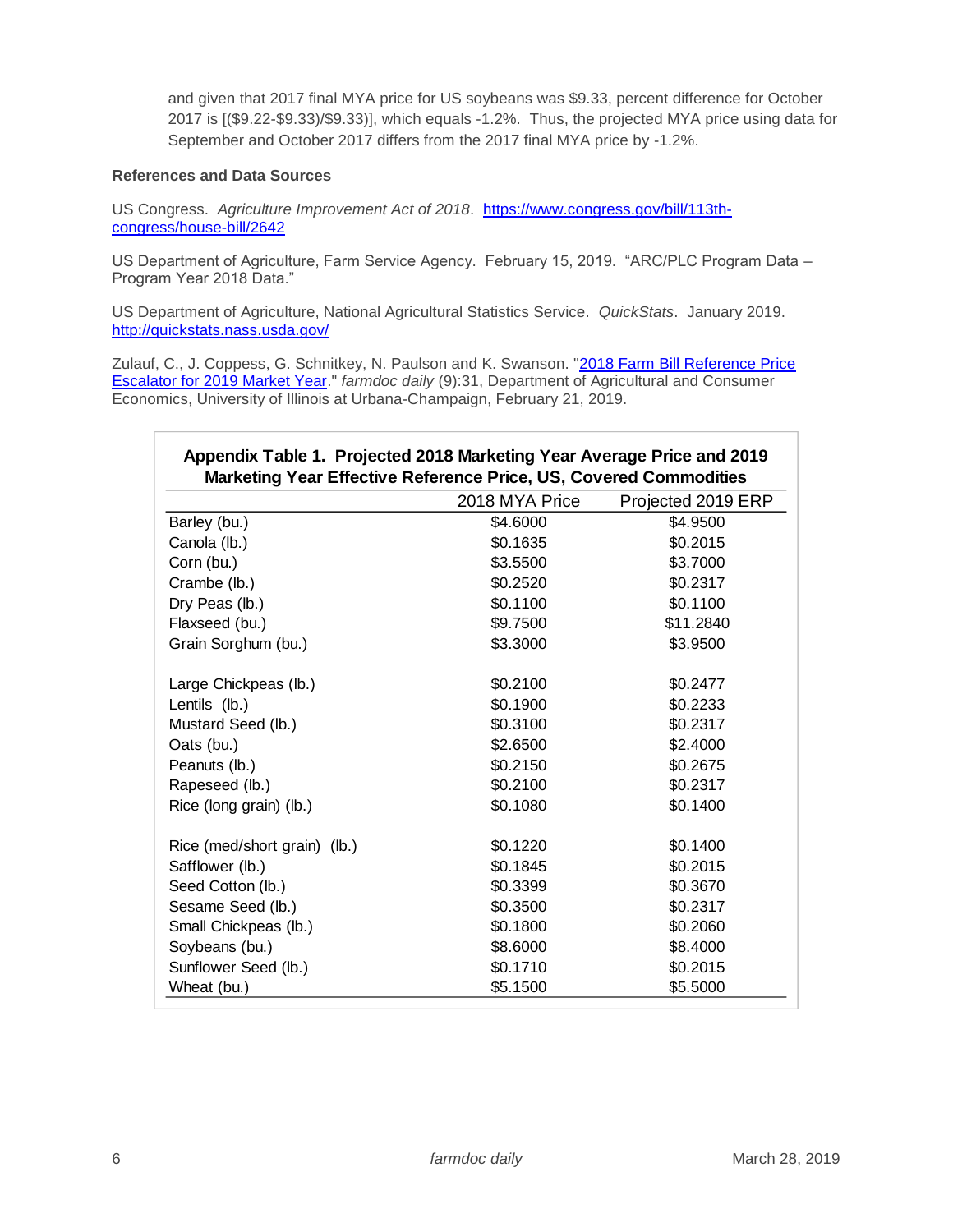and given that 2017 final MYA price for US soybeans was $9.33, percent difference for October 2017 is [($9.22-$9.33)/$9.33)], which equals -1.2%. Thus, the projected MYA price using data for September and October 2017 differs from the 2017 final MYA price by -1.2%.

**References and Data Sources**

US Congress. *Agriculture Improvement Act of 2018*. [https://www.congress.gov/bill/113th-congress/house-bill/2642](https://www.congress.gov/bill/113th-congress/house-bill/2642)

US Department of Agriculture, Farm Service Agency. February 15, 2019. "ARC/PLC Program Data – Program Year 2018 Data."

US Department of Agriculture, National Agricultural Statistics Service. *QuickStats*. January 2019. [http://quickstats.nass.usda.gov/](http://quickstats.nass.usda.gov/)

Zulauf, C., J. Coppess, G. Schnitkey, N. Paulson and K. Swanson. "2018 Farm Bill Reference Price Escalator for 2019 Market Year." *farmdoc daily* (9):31, Department of Agricultural and Consumer Economics, University of Illinois at Urbana-Champaign, February 21, 2019.

**Appendix Table 1. Projected 2018 Marketing Year Average Price and 2019 Marketing Year Effective Reference Price, US, Covered Commodities**

| | 2018 MYA Price | Projected 2019 ERP |
|---|---|---|
| Barley (bu.) | $4.6000 | $4.9500 |
| Canola (lb.) | $0.1635 | $0.2015 |
| Corn (bu.) | $3.5500 | $3.7000 |
| Crambe (lb.) | $0.2520 | $0.2317 |
| Dry Peas (lb.) | $0.1100 | $0.1100 |
| Flaxseed (bu.) | $9.7500 | $11.2840 |
| Grain Sorghum (bu.) | $3.3000 | $3.9500 |
| Large Chickpeas (lb.) | $0.2100 | $0.2477 |
| Lentils (lb.) | $0.1900 | $0.2233 |
| Mustard Seed (lb.) | $0.3100 | $0.2317 |
| Oats (bu.) | $2.6500 | $2.4000 |
| Peanuts (lb.) | $0.2150 | $0.2675 |
| Rapeseed (lb.) | $0.2100 | $0.2317 |
| Rice (long grain) (lb.) | $0.1080 | $0.1400 |
| Rice (med/short grain) (lb.) | $0.1220 | $0.1400 |
| Safflower (lb.) | $0.1845 | $0.2015 |
| Seed Cotton (lb.) | $0.3399 | $0.3670 |
| Sesame Seed (lb.) | $0.3500 | $0.2317 |
| Small Chickpeas (lb.) | $0.1800 | $0.2060 |
| Soybeans (bu.) | $8.6000 | $8.4000 |
| Sunflower Seed (lb.) | $0.1710 | $0.2015 |
| Wheat (bu.) | $5.1500 | $5.5000 |